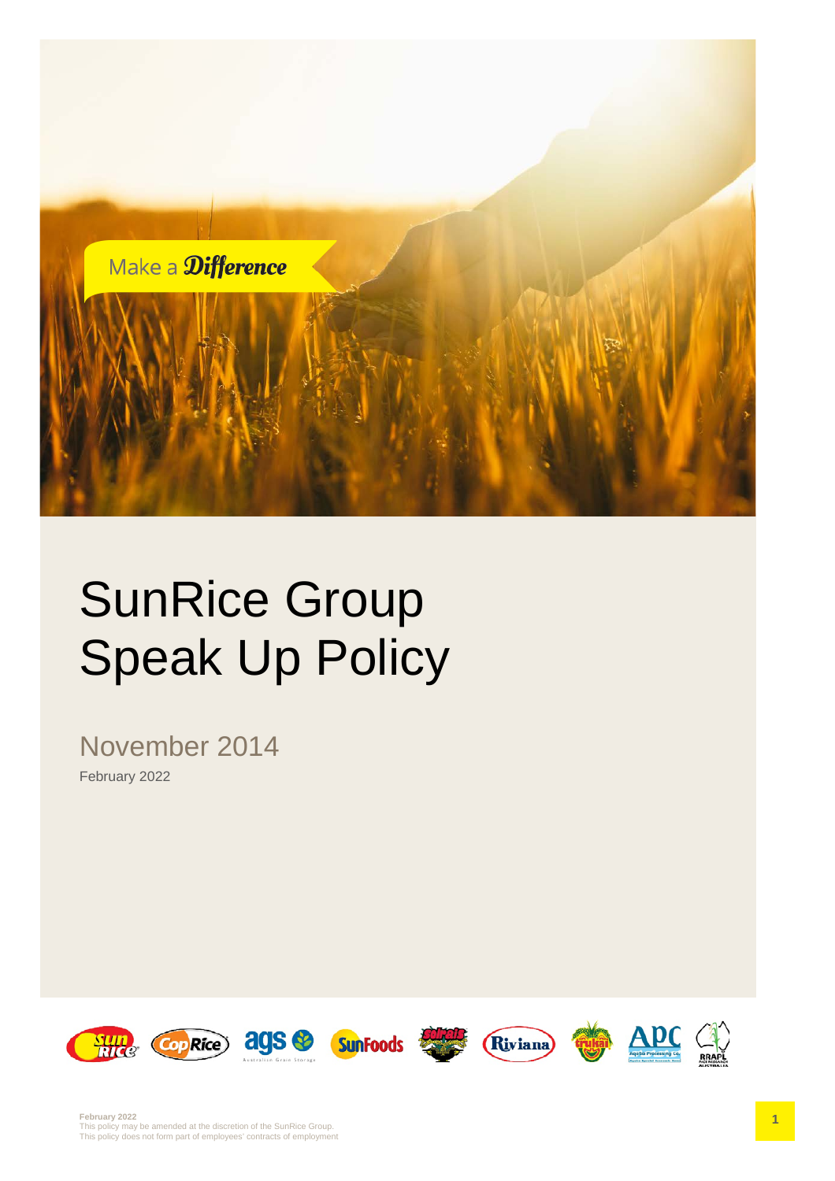Make a Difference

# SunRice Group Speak Up Policy

November 2014

February 2022

February 2022
This policy may be amended at the discretion of the SunRice Group.
This policy does not form part of employees' contracts of employment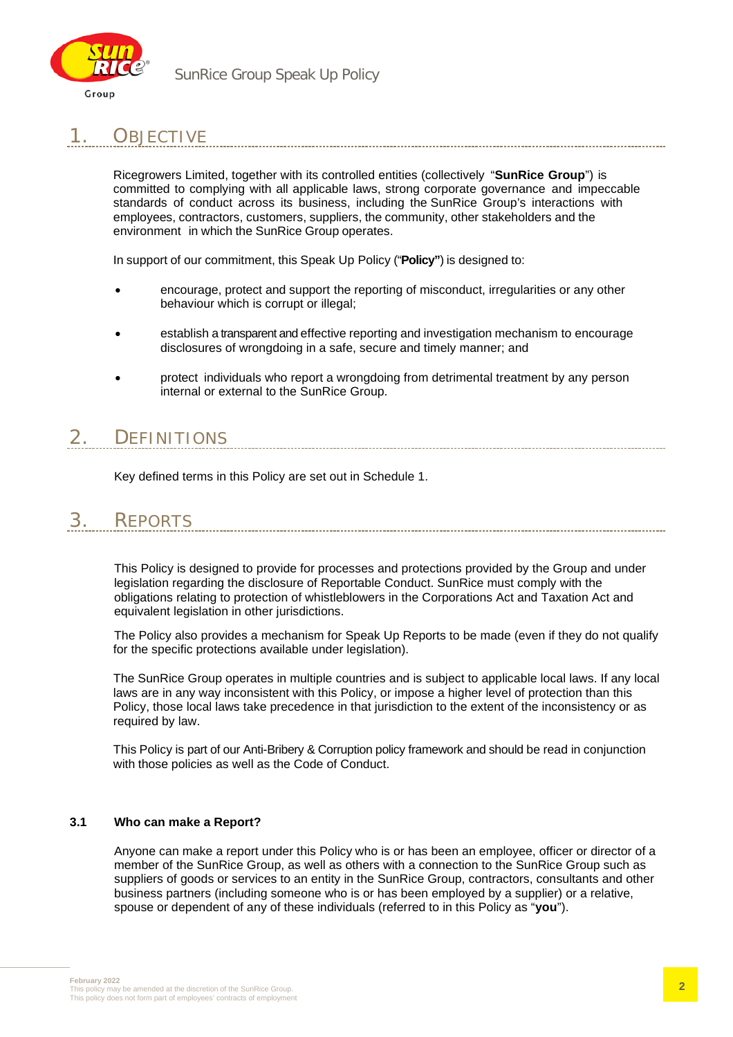## 1. OBJECTIVE

Ricegrowers Limited, together with its controlled entities (collectively "**SunRice Group**") is committed to complying with all applicable laws, strong corporate governance and impeccable standards of conduct across its business, including the SunRice Group's interactions with employees, contractors, customers, suppliers, the community, other stakeholders and the environment in which the SunRice Group operates.

In support of our commitment, this Speak Up Policy ("**Policy"**) is designed to:

- encourage, protect and support the reporting of misconduct, irregularities or any other behaviour which is corrupt or illegal;
- establish a transparent and effective reporting and investigation mechanism to encourage disclosures of wrongdoing in a safe, secure and timely manner; and
- protect individuals who report a wrongdoing from detrimental treatment by any person internal or external to the SunRice Group.

## 2. DEFINITIONS

Key defined terms in this Policy are set out in Schedule 1.

## 3. REPORTS

This Policy is designed to provide for processes and protections provided by the Group and under legislation regarding the disclosure of Reportable Conduct. SunRice must comply with the obligations relating to protection of whistleblowers in the Corporations Act and Taxation Act and equivalent legislation in other jurisdictions.

The Policy also provides a mechanism for Speak Up Reports to be made (even if they do not qualify for the specific protections available under legislation).

The SunRice Group operates in multiple countries and is subject to applicable local laws. If any local laws are in any way inconsistent with this Policy, or impose a higher level of protection than this Policy, those local laws take precedence in that jurisdiction to the extent of the inconsistency or as required by law.

This Policy is part of our Anti-Bribery & Corruption policy framework and should be read in conjunction with those policies as well as the Code of Conduct.

### 3.1 Who can make a Report?

Anyone can make a report under this Policy who is or has been an employee, officer or director of a member of the SunRice Group, as well as others with a connection to the SunRice Group such as suppliers of goods or services to an entity in the SunRice Group, contractors, consultants and other business partners (including someone who is or has been employed by a supplier) or a relative, spouse or dependent of any of these individuals (referred to in this Policy as "**you**").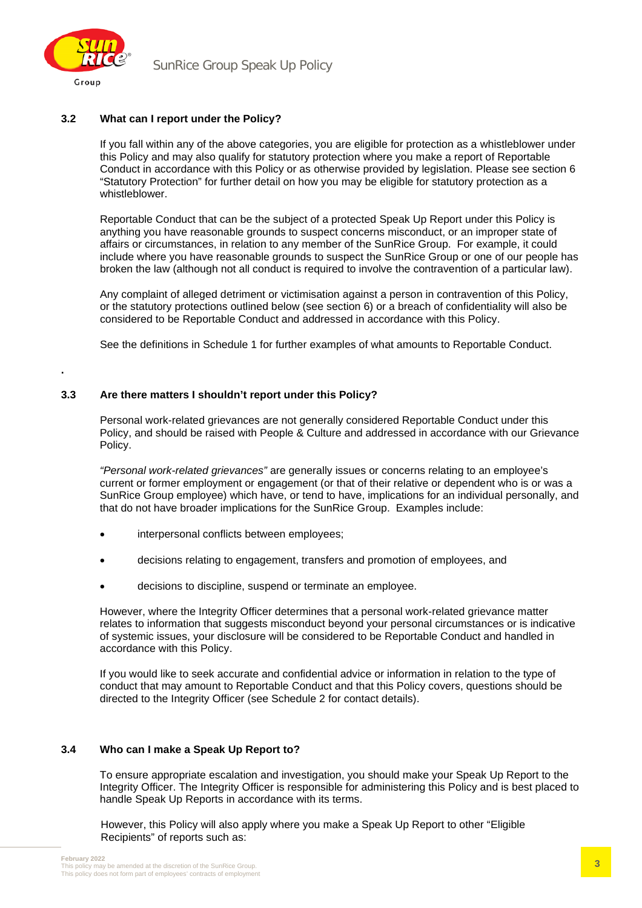### 3.2 What can I report under the Policy?

If you fall within any of the above categories, you are eligible for protection as a whistleblower under this Policy and may also qualify for statutory protection where you make a report of Reportable Conduct in accordance with this Policy or as otherwise provided by legislation. Please see section 6 "Statutory Protection" for further detail on how you may be eligible for statutory protection as a whistleblower.

Reportable Conduct that can be the subject of a protected Speak Up Report under this Policy is anything you have reasonable grounds to suspect concerns misconduct, or an improper state of affairs or circumstances, in relation to any member of the SunRice Group. For example, it could include where you have reasonable grounds to suspect the SunRice Group or one of our people has broken the law (although not all conduct is required to involve the contravention of a particular law).

Any complaint of alleged detriment or victimisation against a person in contravention of this Policy, or the statutory protections outlined below (see section 6) or a breach of confidentiality will also be considered to be Reportable Conduct and addressed in accordance with this Policy.

See the definitions in Schedule 1 for further examples of what amounts to Reportable Conduct.

.

### 3.3 Are there matters I shouldn't report under this Policy?

Personal work-related grievances are not generally considered Reportable Conduct under this Policy, and should be raised with People & Culture and addressed in accordance with our Grievance Policy.

*"Personal work-related grievances"* are generally issues or concerns relating to an employee's current or former employment or engagement (or that of their relative or dependent who is or was a SunRice Group employee) which have, or tend to have, implications for an individual personally, and that do not have broader implications for the SunRice Group. Examples include:

- interpersonal conflicts between employees;
- decisions relating to engagement, transfers and promotion of employees, and
- decisions to discipline, suspend or terminate an employee.

However, where the Integrity Officer determines that a personal work-related grievance matter relates to information that suggests misconduct beyond your personal circumstances or is indicative of systemic issues, your disclosure will be considered to be Reportable Conduct and handled in accordance with this Policy.

If you would like to seek accurate and confidential advice or information in relation to the type of conduct that may amount to Reportable Conduct and that this Policy covers, questions should be directed to the Integrity Officer (see Schedule 2 for contact details).

### 3.4 Who can I make a Speak Up Report to?

To ensure appropriate escalation and investigation, you should make your Speak Up Report to the Integrity Officer. The Integrity Officer is responsible for administering this Policy and is best placed to handle Speak Up Reports in accordance with its terms.

However, this Policy will also apply where you make a Speak Up Report to other "Eligible Recipients" of reports such as: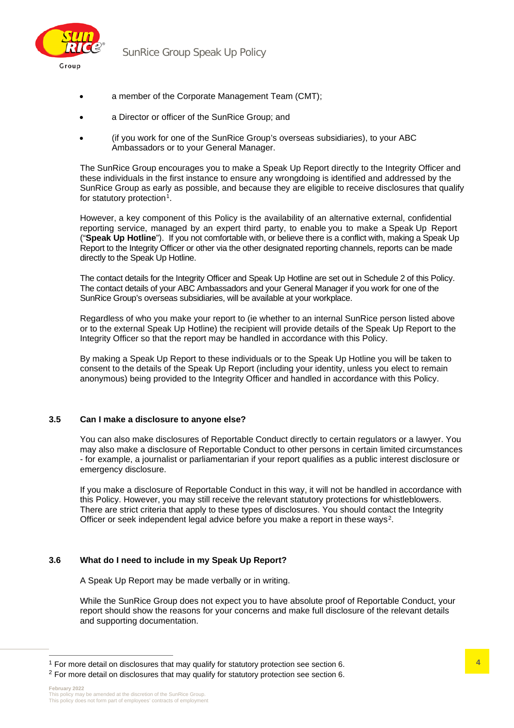- a member of the Corporate Management Team (CMT);
- a Director or officer of the SunRice Group; and
- (if you work for one of the SunRice Group's overseas subsidiaries), to your ABC Ambassadors or to your General Manager.

The SunRice Group encourages you to make a Speak Up Report directly to the Integrity Officer and these individuals in the first instance to ensure any wrongdoing is identified and addressed by the SunRice Group as early as possible, and because they are eligible to receive disclosures that qualify for statutory protection[1].

However, a key component of this Policy is the availability of an alternative external, confidential reporting service, managed by an expert third party, to enable you to make a Speak Up Report ("**Speak Up Hotline**"). If you not comfortable with, or believe there is a conflict with, making a Speak Up Report to the Integrity Officer or other via the other designated reporting channels, reports can be made directly to the Speak Up Hotline.

The contact details for the Integrity Officer and Speak Up Hotline are set out in Schedule 2 of this Policy. The contact details of your ABC Ambassadors and your General Manager if you work for one of the SunRice Group's overseas subsidiaries, will be available at your workplace.

Regardless of who you make your report to (ie whether to an internal SunRice person listed above or to the external Speak Up Hotline) the recipient will provide details of the Speak Up Report to the Integrity Officer so that the report may be handled in accordance with this Policy.

By making a Speak Up Report to these individuals or to the Speak Up Hotline you will be taken to consent to the details of the Speak Up Report (including your identity, unless you elect to remain anonymous) being provided to the Integrity Officer and handled in accordance with this Policy.

### 3.5 Can I make a disclosure to anyone else?

You can also make disclosures of Reportable Conduct directly to certain regulators or a lawyer. You may also make a disclosure of Reportable Conduct to other persons in certain limited circumstances - for example, a journalist or parliamentarian if your report qualifies as a public interest disclosure or emergency disclosure.

If you make a disclosure of Reportable Conduct in this way, it will not be handled in accordance with this Policy. However, you may still receive the relevant statutory protections for whistleblowers. There are strict criteria that apply to these types of disclosures. You should contact the Integrity Officer or seek independent legal advice before you make a report in these ways[2].

### 3.6 What do I need to include in my Speak Up Report?

A Speak Up Report may be made verbally or in writing.

While the SunRice Group does not expect you to have absolute proof of Reportable Conduct, your report should show the reasons for your concerns and make full disclosure of the relevant details and supporting documentation.

---

[1] For more detail on disclosures that may qualify for statutory protection see section 6.

[2] For more detail on disclosures that may qualify for statutory protection see section 6.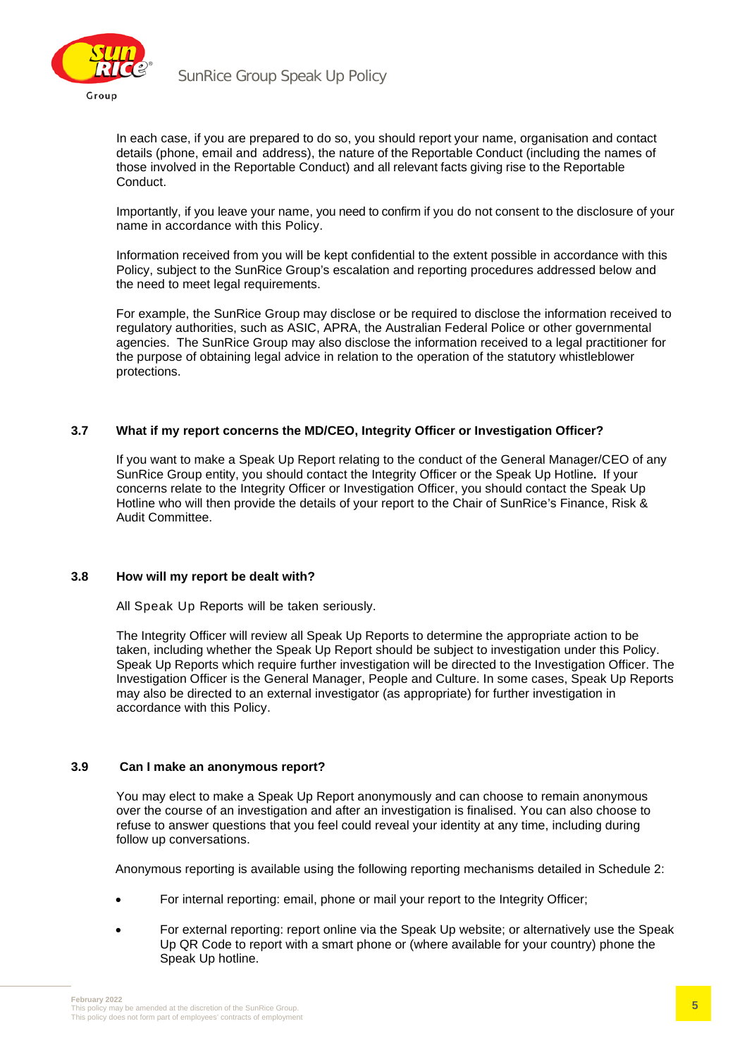In each case, if you are prepared to do so, you should report your name, organisation and contact details (phone, email and address), the nature of the Reportable Conduct (including the names of those involved in the Reportable Conduct) and all relevant facts giving rise to the Reportable Conduct.

Importantly, if you leave your name, you need to confirm if you do not consent to the disclosure of your name in accordance with this Policy.

Information received from you will be kept confidential to the extent possible in accordance with this Policy, subject to the SunRice Group's escalation and reporting procedures addressed below and the need to meet legal requirements.

For example, the SunRice Group may disclose or be required to disclose the information received to regulatory authorities, such as ASIC, APRA, the Australian Federal Police or other governmental agencies. The SunRice Group may also disclose the information received to a legal practitioner for the purpose of obtaining legal advice in relation to the operation of the statutory whistleblower protections.

### 3.7 What if my report concerns the MD/CEO, Integrity Officer or Investigation Officer?

If you want to make a Speak Up Report relating to the conduct of the General Manager/CEO of any SunRice Group entity, you should contact the Integrity Officer or the Speak Up Hotline. If your concerns relate to the Integrity Officer or Investigation Officer, you should contact the Speak Up Hotline who will then provide the details of your report to the Chair of SunRice's Finance, Risk & Audit Committee.

### 3.8 How will my report be dealt with?

All Speak Up Reports will be taken seriously.

The Integrity Officer will review all Speak Up Reports to determine the appropriate action to be taken, including whether the Speak Up Report should be subject to investigation under this Policy. Speak Up Reports which require further investigation will be directed to the Investigation Officer. The Investigation Officer is the General Manager, People and Culture. In some cases, Speak Up Reports may also be directed to an external investigator (as appropriate) for further investigation in accordance with this Policy.

### 3.9 Can I make an anonymous report?

You may elect to make a Speak Up Report anonymously and can choose to remain anonymous over the course of an investigation and after an investigation is finalised. You can also choose to refuse to answer questions that you feel could reveal your identity at any time, including during follow up conversations.

Anonymous reporting is available using the following reporting mechanisms detailed in Schedule 2:

- For internal reporting: email, phone or mail your report to the Integrity Officer;
- For external reporting: report online via the Speak Up website; or alternatively use the Speak Up QR Code to report with a smart phone or (where available for your country) phone the Speak Up hotline.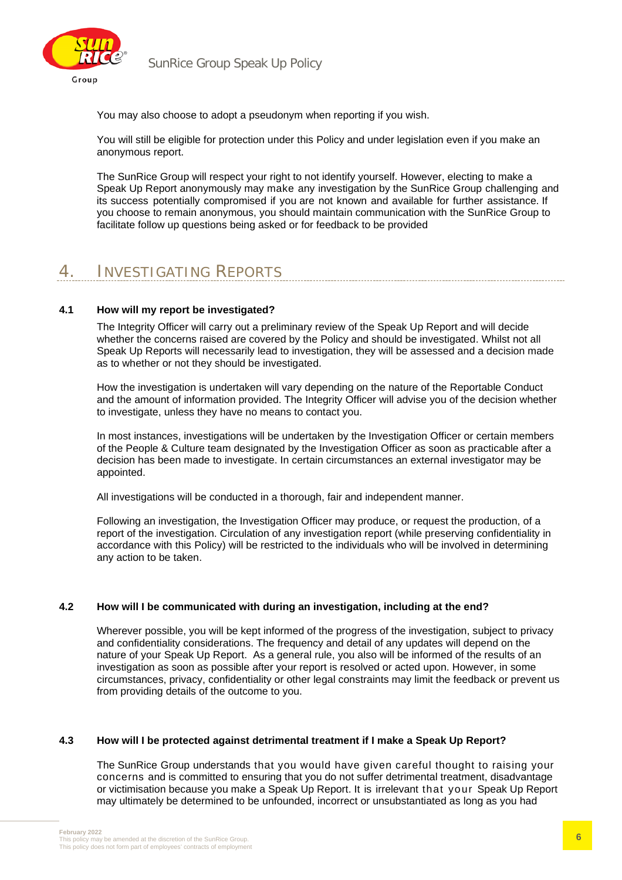You may also choose to adopt a pseudonym when reporting if you wish.

You will still be eligible for protection under this Policy and under legislation even if you make an anonymous report.

The SunRice Group will respect your right to not identify yourself. However, electing to make a Speak Up Report anonymously may make any investigation by the SunRice Group challenging and its success potentially compromised if you are not known and available for further assistance. If you choose to remain anonymous, you should maintain communication with the SunRice Group to facilitate follow up questions being asked or for feedback to be provided

## 4. INVESTIGATING REPORTS

### 4.1 How will my report be investigated?

The Integrity Officer will carry out a preliminary review of the Speak Up Report and will decide whether the concerns raised are covered by the Policy and should be investigated. Whilst not all Speak Up Reports will necessarily lead to investigation, they will be assessed and a decision made as to whether or not they should be investigated.

How the investigation is undertaken will vary depending on the nature of the Reportable Conduct and the amount of information provided. The Integrity Officer will advise you of the decision whether to investigate, unless they have no means to contact you.

In most instances, investigations will be undertaken by the Investigation Officer or certain members of the People & Culture team designated by the Investigation Officer as soon as practicable after a decision has been made to investigate. In certain circumstances an external investigator may be appointed.

All investigations will be conducted in a thorough, fair and independent manner.

Following an investigation, the Investigation Officer may produce, or request the production, of a report of the investigation. Circulation of any investigation report (while preserving confidentiality in accordance with this Policy) will be restricted to the individuals who will be involved in determining any action to be taken.

### 4.2 How will I be communicated with during an investigation, including at the end?

Wherever possible, you will be kept informed of the progress of the investigation, subject to privacy and confidentiality considerations. The frequency and detail of any updates will depend on the nature of your Speak Up Report. As a general rule, you also will be informed of the results of an investigation as soon as possible after your report is resolved or acted upon. However, in some circumstances, privacy, confidentiality or other legal constraints may limit the feedback or prevent us from providing details of the outcome to you.

### 4.3 How will I be protected against detrimental treatment if I make a Speak Up Report?

The SunRice Group understands that you would have given careful thought to raising your concerns and is committed to ensuring that you do not suffer detrimental treatment, disadvantage or victimisation because you make a Speak Up Report. It is irrelevant that your Speak Up Report may ultimately be determined to be unfounded, incorrect or unsubstantiated as long as you had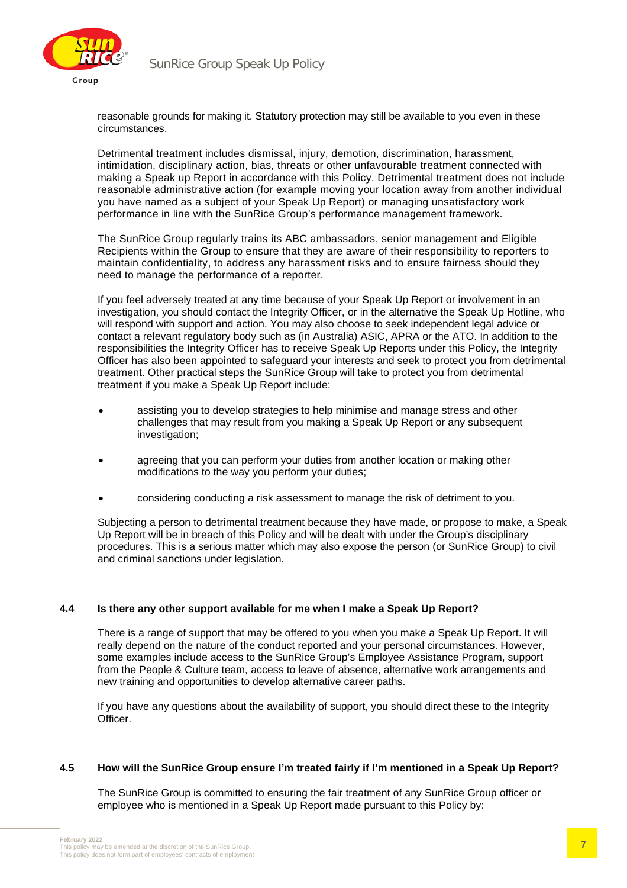reasonable grounds for making it. Statutory protection may still be available to you even in these circumstances.

Detrimental treatment includes dismissal, injury, demotion, discrimination, harassment, intimidation, disciplinary action, bias, threats or other unfavourable treatment connected with making a Speak up Report in accordance with this Policy. Detrimental treatment does not include reasonable administrative action (for example moving your location away from another individual you have named as a subject of your Speak Up Report) or managing unsatisfactory work performance in line with the SunRice Group's performance management framework.

The SunRice Group regularly trains its ABC ambassadors, senior management and Eligible Recipients within the Group to ensure that they are aware of their responsibility to reporters to maintain confidentiality, to address any harassment risks and to ensure fairness should they need to manage the performance of a reporter.

If you feel adversely treated at any time because of your Speak Up Report or involvement in an investigation, you should contact the Integrity Officer, or in the alternative the Speak Up Hotline, who will respond with support and action. You may also choose to seek independent legal advice or contact a relevant regulatory body such as (in Australia) ASIC, APRA or the ATO. In addition to the responsibilities the Integrity Officer has to receive Speak Up Reports under this Policy, the Integrity Officer has also been appointed to safeguard your interests and seek to protect you from detrimental treatment. Other practical steps the SunRice Group will take to protect you from detrimental treatment if you make a Speak Up Report include:

- assisting you to develop strategies to help minimise and manage stress and other challenges that may result from you making a Speak Up Report or any subsequent investigation;
- agreeing that you can perform your duties from another location or making other modifications to the way you perform your duties;
- considering conducting a risk assessment to manage the risk of detriment to you.

Subjecting a person to detrimental treatment because they have made, or propose to make, a Speak Up Report will be in breach of this Policy and will be dealt with under the Group's disciplinary procedures. This is a serious matter which may also expose the person (or SunRice Group) to civil and criminal sanctions under legislation.

### 4.4 Is there any other support available for me when I make a Speak Up Report?

There is a range of support that may be offered to you when you make a Speak Up Report. It will really depend on the nature of the conduct reported and your personal circumstances. However, some examples include access to the SunRice Group's Employee Assistance Program, support from the People & Culture team, access to leave of absence, alternative work arrangements and new training and opportunities to develop alternative career paths.

If you have any questions about the availability of support, you should direct these to the Integrity Officer.

### 4.5 How will the SunRice Group ensure I'm treated fairly if I'm mentioned in a Speak Up Report?

The SunRice Group is committed to ensuring the fair treatment of any SunRice Group officer or employee who is mentioned in a Speak Up Report made pursuant to this Policy by: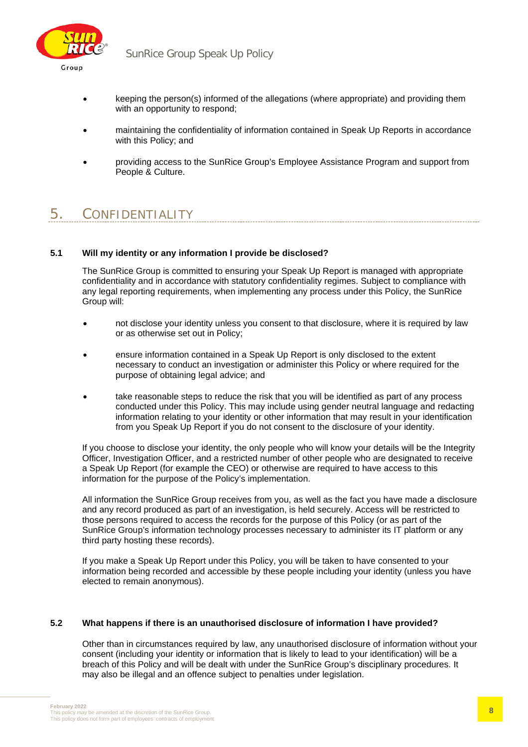- keeping the person(s) informed of the allegations (where appropriate) and providing them with an opportunity to respond;
- maintaining the confidentiality of information contained in Speak Up Reports in accordance with this Policy; and
- providing access to the SunRice Group's Employee Assistance Program and support from People & Culture.

## 5. Confidentiality

### 5.1 Will my identity or any information I provide be disclosed?

The SunRice Group is committed to ensuring your Speak Up Report is managed with appropriate confidentiality and in accordance with statutory confidentiality regimes. Subject to compliance with any legal reporting requirements, when implementing any process under this Policy, the SunRice Group will:

- not disclose your identity unless you consent to that disclosure, where it is required by law or as otherwise set out in Policy;
- ensure information contained in a Speak Up Report is only disclosed to the extent necessary to conduct an investigation or administer this Policy or where required for the purpose of obtaining legal advice; and
- take reasonable steps to reduce the risk that you will be identified as part of any process conducted under this Policy. This may include using gender neutral language and redacting information relating to your identity or other information that may result in your identification from you Speak Up Report if you do not consent to the disclosure of your identity.

If you choose to disclose your identity, the only people who will know your details will be the Integrity Officer, Investigation Officer, and a restricted number of other people who are designated to receive a Speak Up Report (for example the CEO) or otherwise are required to have access to this information for the purpose of the Policy's implementation.

All information the SunRice Group receives from you, as well as the fact you have made a disclosure and any record produced as part of an investigation, is held securely. Access will be restricted to those persons required to access the records for the purpose of this Policy (or as part of the SunRice Group's information technology processes necessary to administer its IT platform or any third party hosting these records).

If you make a Speak Up Report under this Policy, you will be taken to have consented to your information being recorded and accessible by these people including your identity (unless you have elected to remain anonymous).

### 5.2 What happens if there is an unauthorised disclosure of information I have provided?

Other than in circumstances required by law, any unauthorised disclosure of information without your consent (including your identity or information that is likely to lead to your identification) will be a breach of this Policy and will be dealt with under the SunRice Group's disciplinary procedures. It may also be illegal and an offence subject to penalties under legislation.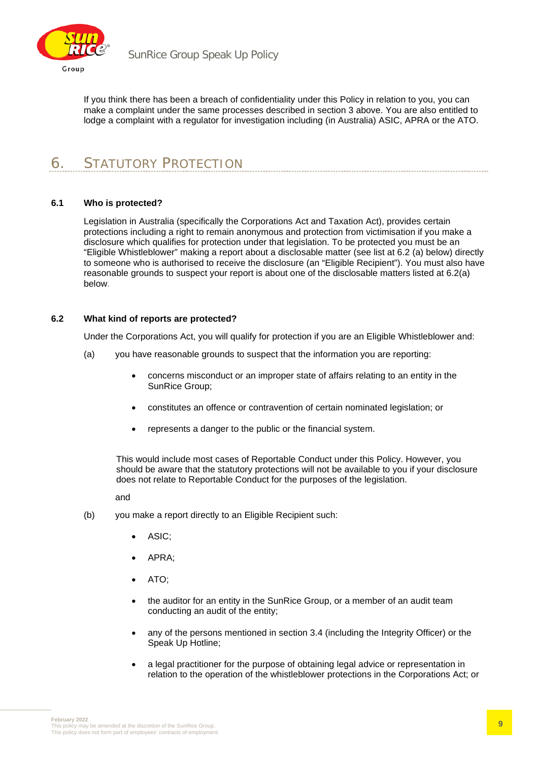If you think there has been a breach of confidentiality under this Policy in relation to you, you can make a complaint under the same processes described in section 3 above. You are also entitled to lodge a complaint with a regulator for investigation including (in Australia) ASIC, APRA or the ATO.

## 6. STATUTORY PROTECTION

### 6.1 Who is protected?

Legislation in Australia (specifically the Corporations Act and Taxation Act), provides certain protections including a right to remain anonymous and protection from victimisation if you make a disclosure which qualifies for protection under that legislation. To be protected you must be an "Eligible Whistleblower" making a report about a disclosable matter (see list at 6.2 (a) below) directly to someone who is authorised to receive the disclosure (an "Eligible Recipient"). You must also have reasonable grounds to suspect your report is about one of the disclosable matters listed at 6.2(a) below.

### 6.2 What kind of reports are protected?

Under the Corporations Act, you will qualify for protection if you are an Eligible Whistleblower and:

(a) you have reasonable grounds to suspect that the information you are reporting:

- concerns misconduct or an improper state of affairs relating to an entity in the SunRice Group;
- constitutes an offence or contravention of certain nominated legislation; or
- represents a danger to the public or the financial system.

This would include most cases of Reportable Conduct under this Policy. However, you should be aware that the statutory protections will not be available to you if your disclosure does not relate to Reportable Conduct for the purposes of the legislation.

and

(b) you make a report directly to an Eligible Recipient such:

- ASIC;
- APRA;
- ATO;
- the auditor for an entity in the SunRice Group, or a member of an audit team conducting an audit of the entity;
- any of the persons mentioned in section 3.4 (including the Integrity Officer) or the Speak Up Hotline;
- a legal practitioner for the purpose of obtaining legal advice or representation in relation to the operation of the whistleblower protections in the Corporations Act; or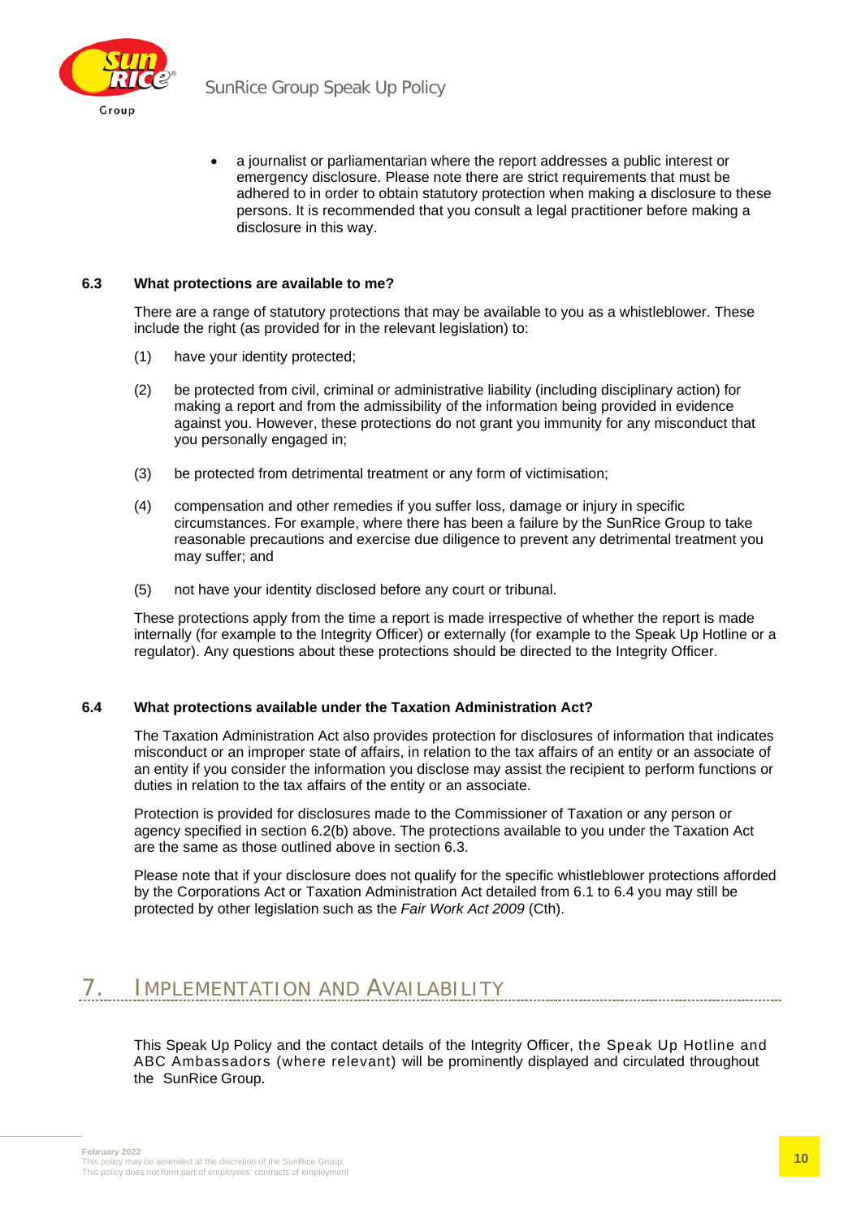- a journalist or parliamentarian where the report addresses a public interest or emergency disclosure. Please note there are strict requirements that must be adhered to in order to obtain statutory protection when making a disclosure to these persons. It is recommended that you consult a legal practitioner before making a disclosure in this way.

### 6.3 What protections are available to me?

There are a range of statutory protections that may be available to you as a whistleblower. These include the right (as provided for in the relevant legislation) to:

(1) have your identity protected;

(2) be protected from civil, criminal or administrative liability (including disciplinary action) for making a report and from the admissibility of the information being provided in evidence against you. However, these protections do not grant you immunity for any misconduct that you personally engaged in;

(3) be protected from detrimental treatment or any form of victimisation;

(4) compensation and other remedies if you suffer loss, damage or injury in specific circumstances. For example, where there has been a failure by the SunRice Group to take reasonable precautions and exercise due diligence to prevent any detrimental treatment you may suffer; and

(5) not have your identity disclosed before any court or tribunal.

These protections apply from the time a report is made irrespective of whether the report is made internally (for example to the Integrity Officer) or externally (for example to the Speak Up Hotline or a regulator). Any questions about these protections should be directed to the Integrity Officer.

### 6.4 What protections available under the Taxation Administration Act?

The Taxation Administration Act also provides protection for disclosures of information that indicates misconduct or an improper state of affairs, in relation to the tax affairs of an entity or an associate of an entity if you consider the information you disclose may assist the recipient to perform functions or duties in relation to the tax affairs of the entity or an associate.

Protection is provided for disclosures made to the Commissioner of Taxation or any person or agency specified in section 6.2(b) above. The protections available to you under the Taxation Act are the same as those outlined above in section 6.3.

Please note that if your disclosure does not qualify for the specific whistleblower protections afforded by the Corporations Act or Taxation Administration Act detailed from 6.1 to 6.4 you may still be protected by other legislation such as the *Fair Work Act 2009* (Cth).

## 7. Implementation and Availability

This Speak Up Policy and the contact details of the Integrity Officer, the Speak Up Hotline and ABC Ambassadors (where relevant) will be prominently displayed and circulated throughout the SunRice Group.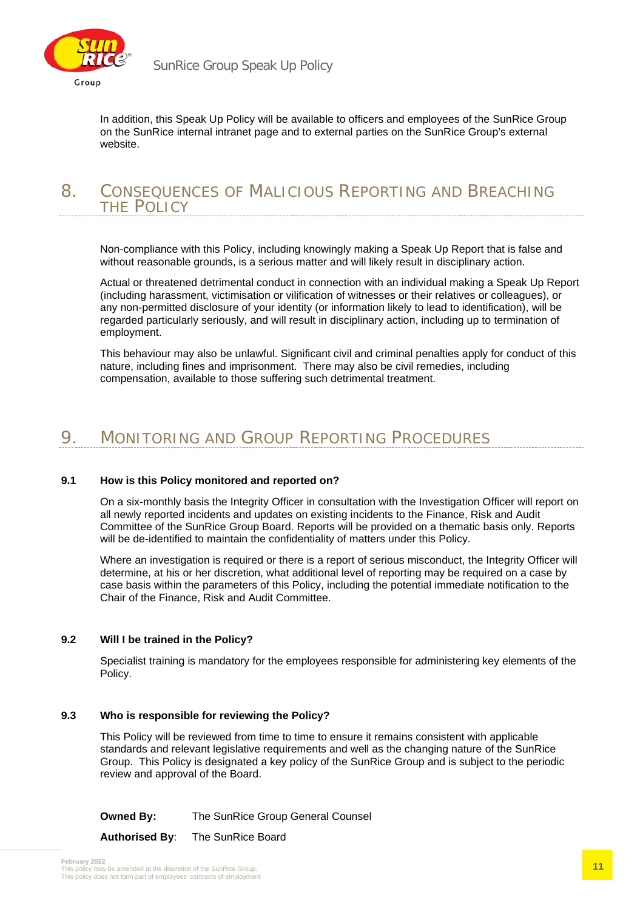In addition, this Speak Up Policy will be available to officers and employees of the SunRice Group on the SunRice internal intranet page and to external parties on the SunRice Group's external website.

## 8. Consequences of Malicious Reporting and Breaching the Policy

Non-compliance with this Policy, including knowingly making a Speak Up Report that is false and without reasonable grounds, is a serious matter and will likely result in disciplinary action.

Actual or threatened detrimental conduct in connection with an individual making a Speak Up Report (including harassment, victimisation or vilification of witnesses or their relatives or colleagues), or any non-permitted disclosure of your identity (or information likely to lead to identification), will be regarded particularly seriously, and will result in disciplinary action, including up to termination of employment.

This behaviour may also be unlawful. Significant civil and criminal penalties apply for conduct of this nature, including fines and imprisonment. There may also be civil remedies, including compensation, available to those suffering such detrimental treatment.

## 9. Monitoring and Group Reporting Procedures

### 9.1 How is this Policy monitored and reported on?

On a six-monthly basis the Integrity Officer in consultation with the Investigation Officer will report on all newly reported incidents and updates on existing incidents to the Finance, Risk and Audit Committee of the SunRice Group Board. Reports will be provided on a thematic basis only. Reports will be de-identified to maintain the confidentiality of matters under this Policy.

Where an investigation is required or there is a report of serious misconduct, the Integrity Officer will determine, at his or her discretion, what additional level of reporting may be required on a case by case basis within the parameters of this Policy, including the potential immediate notification to the Chair of the Finance, Risk and Audit Committee.

### 9.2 Will I be trained in the Policy?

Specialist training is mandatory for the employees responsible for administering key elements of the Policy.

### 9.3 Who is responsible for reviewing the Policy?

This Policy will be reviewed from time to time to ensure it remains consistent with applicable standards and relevant legislative requirements and well as the changing nature of the SunRice Group. This Policy is designated a key policy of the SunRice Group and is subject to the periodic review and approval of the Board.

**Owned By:** The SunRice Group General Counsel

**Authorised By**: The SunRice Board

February 2022
This policy may be amended at the discretion of the SunRice Group.
This policy does not form part of employees' contracts of employment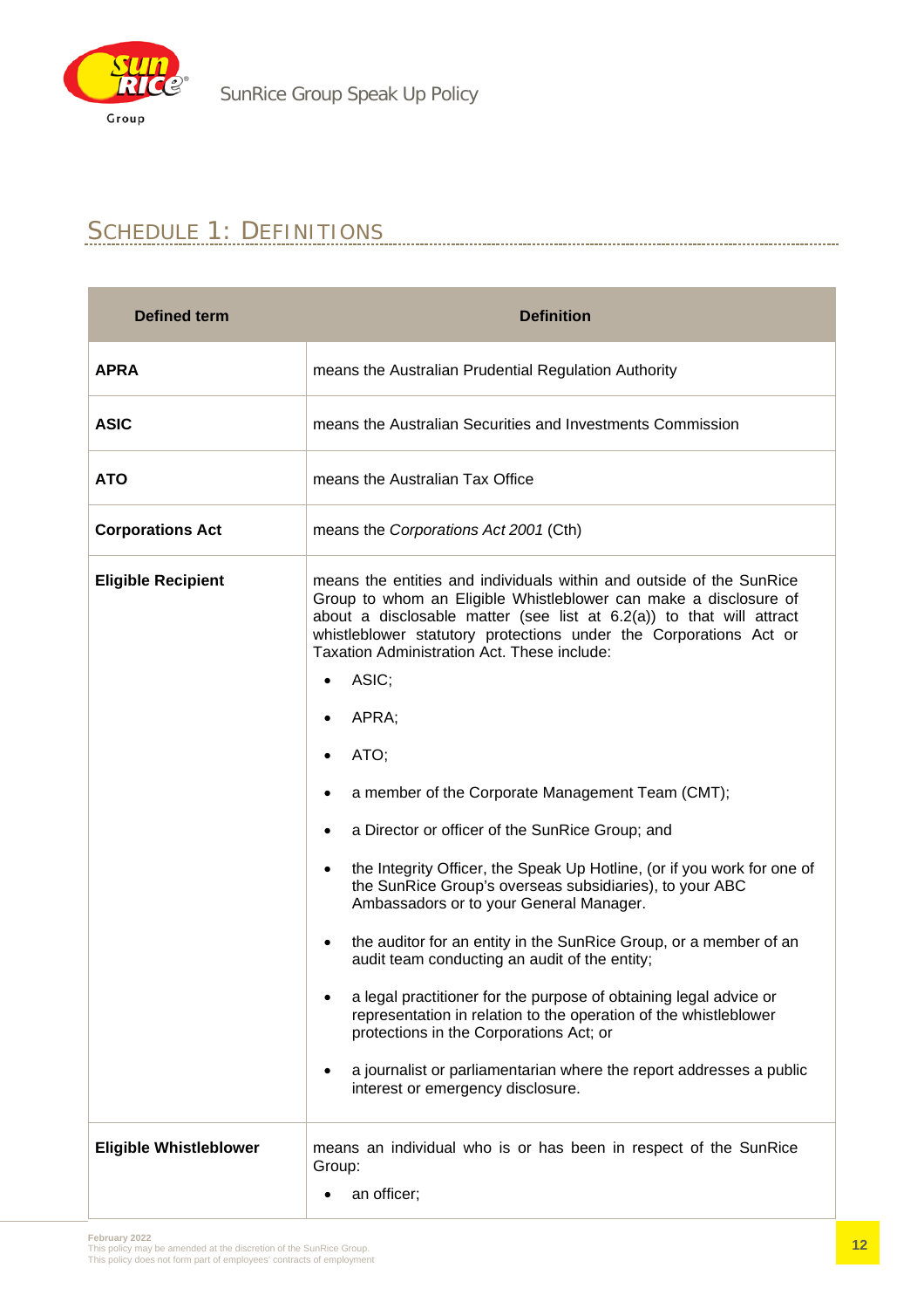## SCHEDULE 1: DEFINITIONS

| Defined term | Definition |
|---|---|
| **APRA** | means the Australian Prudential Regulation Authority |
| **ASIC** | means the Australian Securities and Investments Commission |
| **ATO** | means the Australian Tax Office |
| **Corporations Act** | means the *Corporations Act 2001* (Cth) |
| **Eligible Recipient** | means the entities and individuals within and outside of the SunRice Group to whom an Eligible Whistleblower can make a disclosure of about a disclosable matter (see list at 6.2(a)) to that will attract whistleblower statutory protections under the Corporations Act or Taxation Administration Act. These include: <br>• ASIC; <br>• APRA; <br>• ATO; <br>• a member of the Corporate Management Team (CMT); <br>• a Director or officer of the SunRice Group; and <br>• the Integrity Officer, the Speak Up Hotline, (or if you work for one of the SunRice Group's overseas subsidiaries), to your ABC Ambassadors or to your General Manager. <br>• the auditor for an entity in the SunRice Group, or a member of an audit team conducting an audit of the entity; <br>• a legal practitioner for the purpose of obtaining legal advice or representation in relation to the operation of the whistleblower protections in the Corporations Act; or <br>• a journalist or parliamentarian where the report addresses a public interest or emergency disclosure. |
| **Eligible Whistleblower** | means an individual who is or has been in respect of the SunRice Group: <br>• an officer; |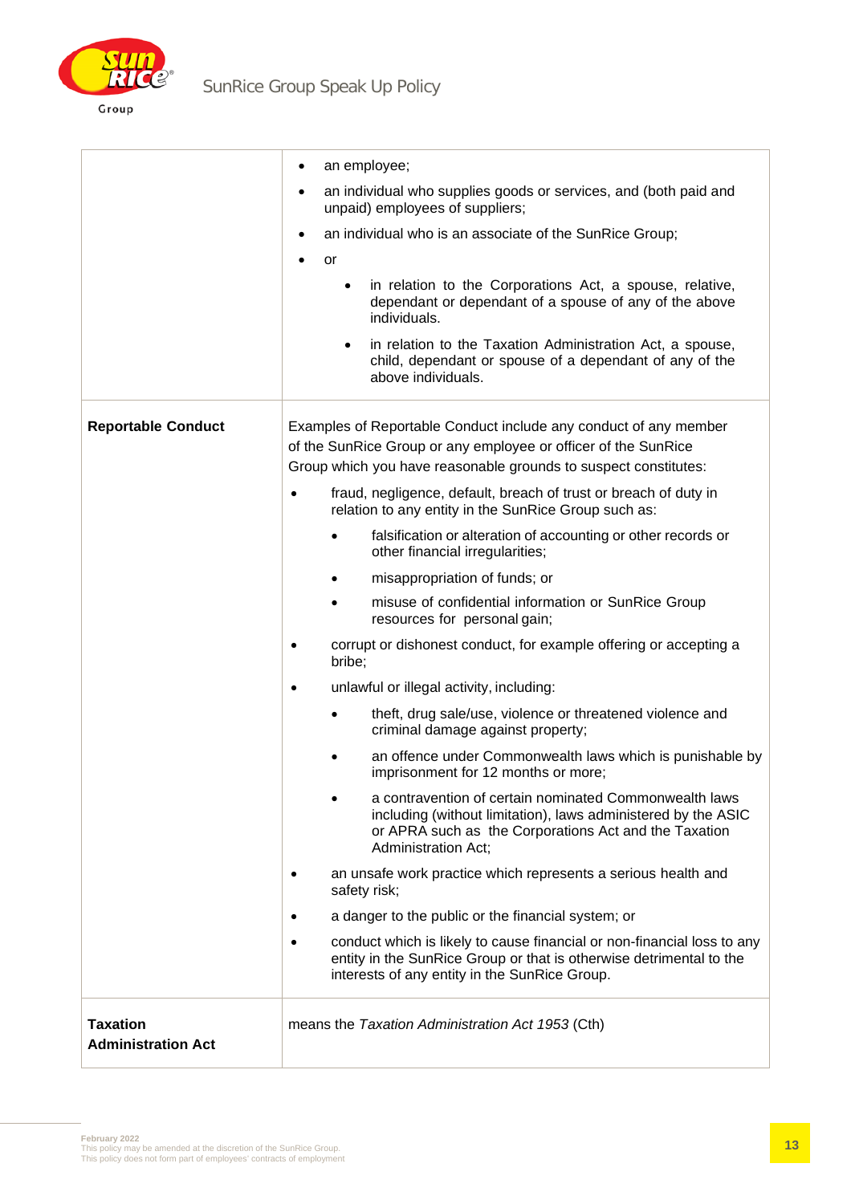| | |
|---|---|
| | • an employee;<br>• an individual who supplies goods or services, and (both paid and unpaid) employees of suppliers;<br>• an individual who is an associate of the SunRice Group;<br>• or<br>&nbsp;&nbsp;&nbsp;&nbsp;• in relation to the Corporations Act, a spouse, relative, dependant or dependant of a spouse of any of the above individuals.<br>&nbsp;&nbsp;&nbsp;&nbsp;• in relation to the Taxation Administration Act, a spouse, child, dependant or spouse of a dependant of any of the above individuals. |
| **Reportable Conduct** | Examples of Reportable Conduct include any conduct of any member of the SunRice Group or any employee or officer of the SunRice Group which you have reasonable grounds to suspect constitutes:<br>• fraud, negligence, default, breach of trust or breach of duty in relation to any entity in the SunRice Group such as:<br>&nbsp;&nbsp;&nbsp;&nbsp;• falsification or alteration of accounting or other records or other financial irregularities;<br>&nbsp;&nbsp;&nbsp;&nbsp;• misappropriation of funds; or<br>&nbsp;&nbsp;&nbsp;&nbsp;• misuse of confidential information or SunRice Group resources for personal gain;<br>• corrupt or dishonest conduct, for example offering or accepting a bribe;<br>• unlawful or illegal activity, including:<br>&nbsp;&nbsp;&nbsp;&nbsp;• theft, drug sale/use, violence or threatened violence and criminal damage against property;<br>&nbsp;&nbsp;&nbsp;&nbsp;• an offence under Commonwealth laws which is punishable by imprisonment for 12 months or more;<br>&nbsp;&nbsp;&nbsp;&nbsp;• a contravention of certain nominated Commonwealth laws including (without limitation), laws administered by the ASIC or APRA such as the Corporations Act and the Taxation Administration Act;<br>• an unsafe work practice which represents a serious health and safety risk;<br>• a danger to the public or the financial system; or<br>• conduct which is likely to cause financial or non-financial loss to any entity in the SunRice Group or that is otherwise detrimental to the interests of any entity in the SunRice Group. |
| **Taxation Administration Act** | means the *Taxation Administration Act 1953* (Cth) |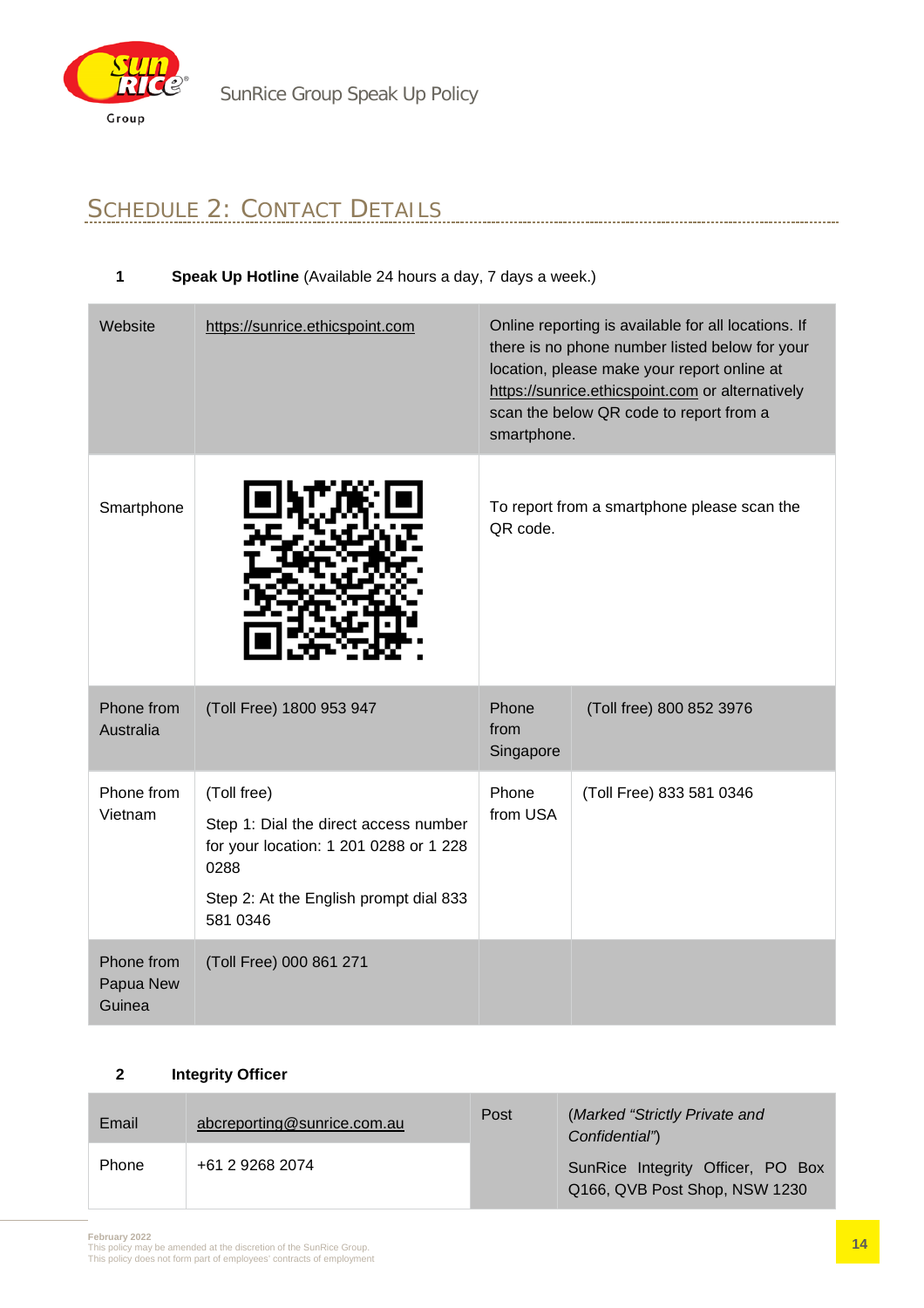# Schedule 2: Contact Details

**1 Speak Up Hotline** (Available 24 hours a day, 7 days a week.)

| | | | |
|---|---|---|---|
| Website | https://sunrice.ethicspoint.com | Online reporting is available for all locations. If there is no phone number listed below for your location, please make your report online at https://sunrice.ethicspoint.com or alternatively scan the below QR code to report from a smartphone. | |
| Smartphone | | To report from a smartphone please scan the QR code. | |
| Phone from Australia | (Toll Free) 1800 953 947 | Phone from Singapore | (Toll free) 800 852 3976 |
| Phone from Vietnam | (Toll free)<br>Step 1: Dial the direct access number for your location: 1 201 0288 or 1 228 0288<br>Step 2: At the English prompt dial 833 581 0346 | Phone from USA | (Toll Free) 833 581 0346 |
| Phone from Papua New Guinea | (Toll Free) 000 861 271 | | |

**2 Integrity Officer**

| | | | |
|---|---|---|---|
| Email | abcreporting@sunrice.com.au | Post | (*Marked "Strictly Private and Confidential"*)<br>SunRice Integrity Officer, PO Box Q166, QVB Post Shop, NSW 1230 |
| Phone | +61 2 9268 2074 | | |

February 2022
This policy may be amended at the discretion of the SunRice Group.
This policy does not form part of employees' contracts of employment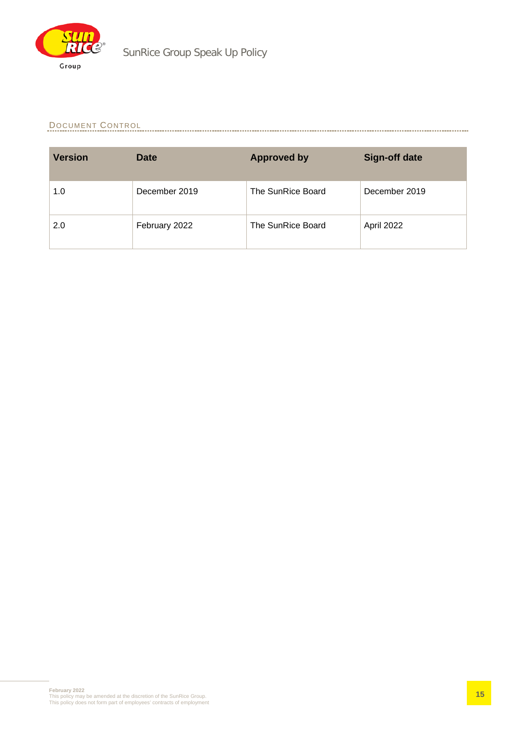## Document Control

| Version | Date | Approved by | Sign-off date |
|---|---|---|---|
| 1.0 | December 2019 | The SunRice Board | December 2019 |
| 2.0 | February 2022 | The SunRice Board | April 2022 |